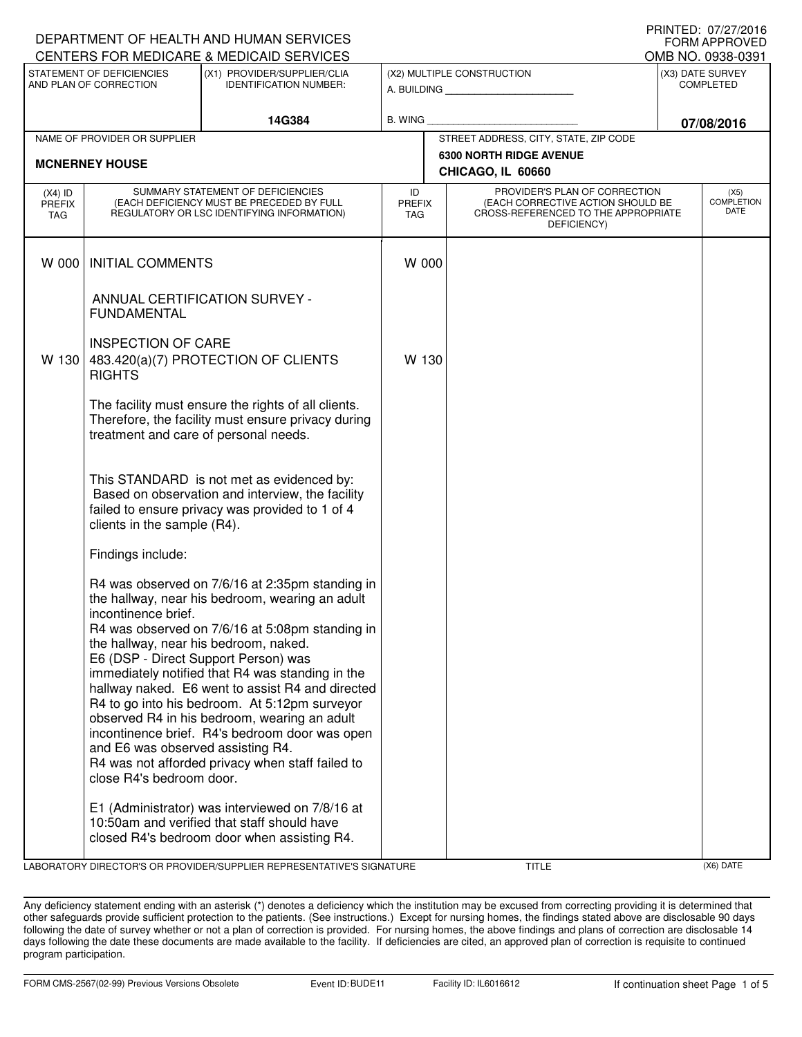PRINTED: 07/27/2016
FORM APPROVED
OMB NO. 0938-0391

DEPARTMENT OF HEALTH AND HUMAN SERVICES
CENTERS FOR MEDICARE & MEDICAID SERVICES

| STATEMENT OF DEFICIENCIES AND PLAN OF CORRECTION | (X1) PROVIDER/SUPPLIER/CLIA IDENTIFICATION NUMBER: | (X2) MULTIPLE CONSTRUCTION | (X3) DATE SURVEY COMPLETED |
|---|---|---|---|
| | 14G384 | A. BUILDING ______ B. WING ______ | 07/08/2016 |

| NAME OF PROVIDER OR SUPPLIER | STREET ADDRESS, CITY, STATE, ZIP CODE |
|---|---|
| MCNERNEY HOUSE | 6300 NORTH RIDGE AVENUE CHICAGO, IL 60660 |

| (X4) ID PREFIX TAG | SUMMARY STATEMENT OF DEFICIENCIES (EACH DEFICIENCY MUST BE PRECEDED BY FULL REGULATORY OR LSC IDENTIFYING INFORMATION) | ID PREFIX TAG | PROVIDER'S PLAN OF CORRECTION (EACH CORRECTIVE ACTION SHOULD BE CROSS-REFERENCED TO THE APPROPRIATE DEFICIENCY) | (X5) COMPLETION DATE |
|---|---|---|---|---|
| W 000 | INITIAL COMMENTS<br><br>ANNUAL CERTIFICATION SURVEY - FUNDAMENTAL<br><br>INSPECTION OF CARE | W 000 | | |
| W 130 | 483.420(a)(7) PROTECTION OF CLIENTS RIGHTS<br><br>The facility must ensure the rights of all clients. Therefore, the facility must ensure privacy during treatment and care of personal needs.<br><br>This STANDARD is not met as evidenced by:<br>Based on observation and interview, the facility failed to ensure privacy was provided to 1 of 4 clients in the sample (R4).<br><br>Findings include:<br><br>R4 was observed on 7/6/16 at 2:35pm standing in the hallway, near his bedroom, wearing an adult incontinence brief.<br>R4 was observed on 7/6/16 at 5:08pm standing in the hallway, near his bedroom, naked.<br>E6 (DSP - Direct Support Person) was immediately notified that R4 was standing in the hallway naked. E6 went to assist R4 and directed R4 to go into his bedroom. At 5:12pm surveyor observed R4 in his bedroom, wearing an adult incontinence brief. R4's bedroom door was open and E6 was observed assisting R4.<br>R4 was not afforded privacy when staff failed to close R4's bedroom door.<br><br>E1 (Administrator) was interviewed on 7/8/16 at 10:50am and verified that staff should have closed R4's bedroom door when assisting R4. | W 130 | | |

LABORATORY DIRECTOR'S OR PROVIDER/SUPPLIER REPRESENTATIVE'S SIGNATURE | TITLE | (X6) DATE

Any deficiency statement ending with an asterisk (*) denotes a deficiency which the institution may be excused from correcting providing it is determined that other safeguards provide sufficient protection to the patients. (See instructions.) Except for nursing homes, the findings stated above are disclosable 90 days following the date of survey whether or not a plan of correction is provided. For nursing homes, the above findings and plans of correction are disclosable 14 days following the date these documents are made available to the facility. If deficiencies are cited, an approved plan of correction is requisite to continued program participation.

FORM CMS-2567(02-99) Previous Versions Obsolete | Event ID: BUDE11 | Facility ID: IL6016612 | If continuation sheet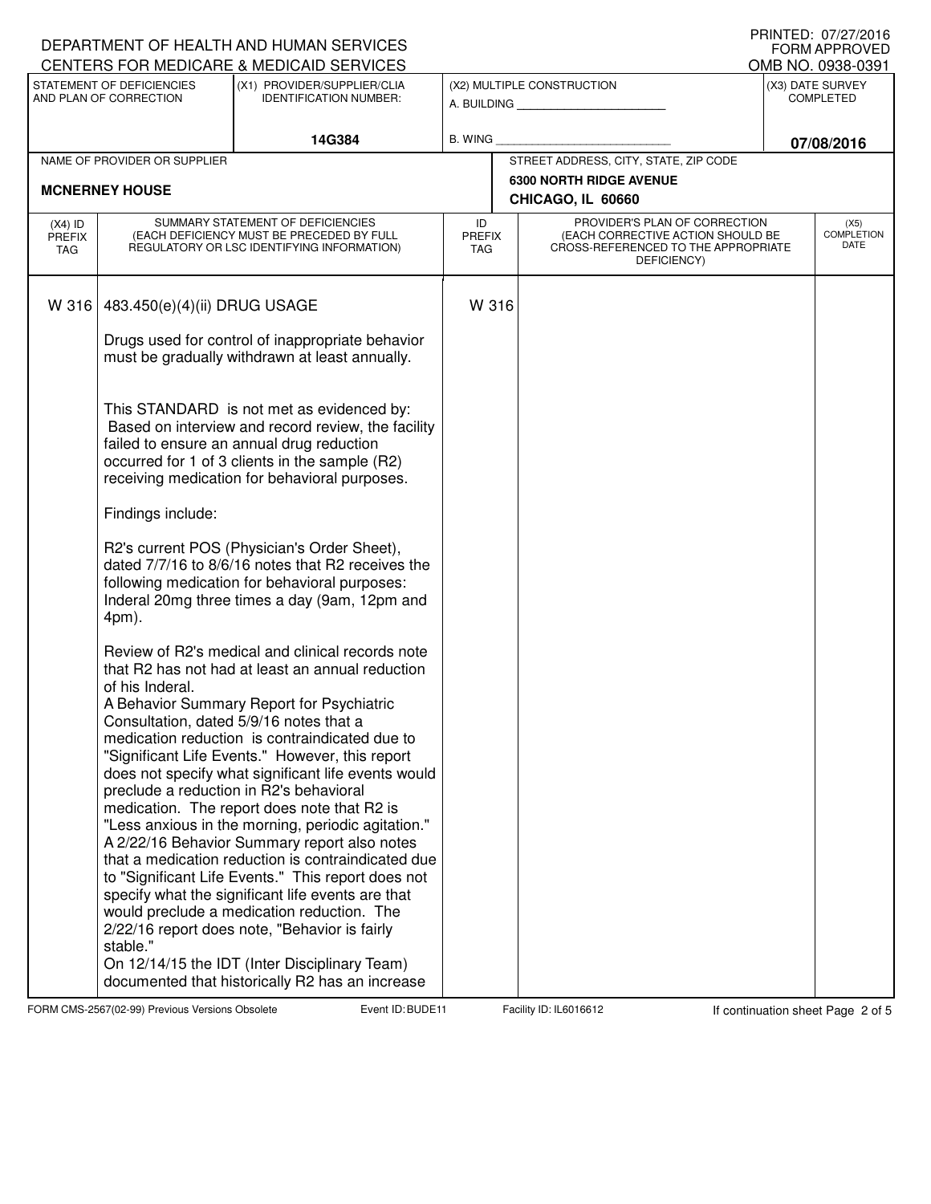DEPARTMENT OF HEALTH AND HUMAN SERVICES
CENTERS FOR MEDICARE & MEDICAID SERVICES

PRINTED: 07/27/2016
FORM APPROVED
OMB NO. 0938-0391

| STATEMENT OF DEFICIENCIES AND PLAN OF CORRECTION | (X1) PROVIDER/SUPPLIER/CLIA IDENTIFICATION NUMBER: | (X2) MULTIPLE CONSTRUCTION | (X3) DATE SURVEY COMPLETED |
|---|---|---|---|
| | 14G384 | A. BUILDING ______ B. WING ______ | 07/08/2016 |

| NAME OF PROVIDER OR SUPPLIER | STREET ADDRESS, CITY, STATE, ZIP CODE |
|---|---|
| MCNERNEY HOUSE | 6300 NORTH RIDGE AVENUE CHICAGO, IL 60660 |

| (X4) ID PREFIX TAG | SUMMARY STATEMENT OF DEFICIENCIES (EACH DEFICIENCY MUST BE PRECEDED BY FULL REGULATORY OR LSC IDENTIFYING INFORMATION) | ID PREFIX TAG | PROVIDER'S PLAN OF CORRECTION (EACH CORRECTIVE ACTION SHOULD BE CROSS-REFERENCED TO THE APPROPRIATE DEFICIENCY) | (X5) COMPLETION DATE |
|---|---|---|---|---|
| W 316 | 483.450(e)(4)(ii) DRUG USAGE | W 316 | | |

Drugs used for control of inappropriate behavior must be gradually withdrawn at least annually.

This STANDARD is not met as evidenced by:
Based on interview and record review, the facility failed to ensure an annual drug reduction occurred for 1 of 3 clients in the sample (R2) receiving medication for behavioral purposes.

Findings include:

R2's current POS (Physician's Order Sheet), dated 7/7/16 to 8/6/16 notes that R2 receives the following medication for behavioral purposes: Inderal 20mg three times a day (9am, 12pm and 4pm).

Review of R2's medical and clinical records note that R2 has not had at least an annual reduction of his Inderal.
A Behavior Summary Report for Psychiatric Consultation, dated 5/9/16 notes that a medication reduction is contraindicated due to "Significant Life Events." However, this report does not specify what significant life events would preclude a reduction in R2's behavioral medication. The report does note that R2 is "Less anxious in the morning, periodic agitation."
A 2/22/16 Behavior Summary report also notes that a medication reduction is contraindicated due to "Significant Life Events." This report does not specify what the significant life events are that would preclude a medication reduction. The 2/22/16 report does note, "Behavior is fairly stable."
On 12/14/15 the IDT (Inter Disciplinary Team) documented that historically R2 has an increase

FORM CMS-2567(02-99) Previous Versions Obsolete Event ID: BUDE11 Facility ID: IL6016612 If continuation sheet Page 2 of 5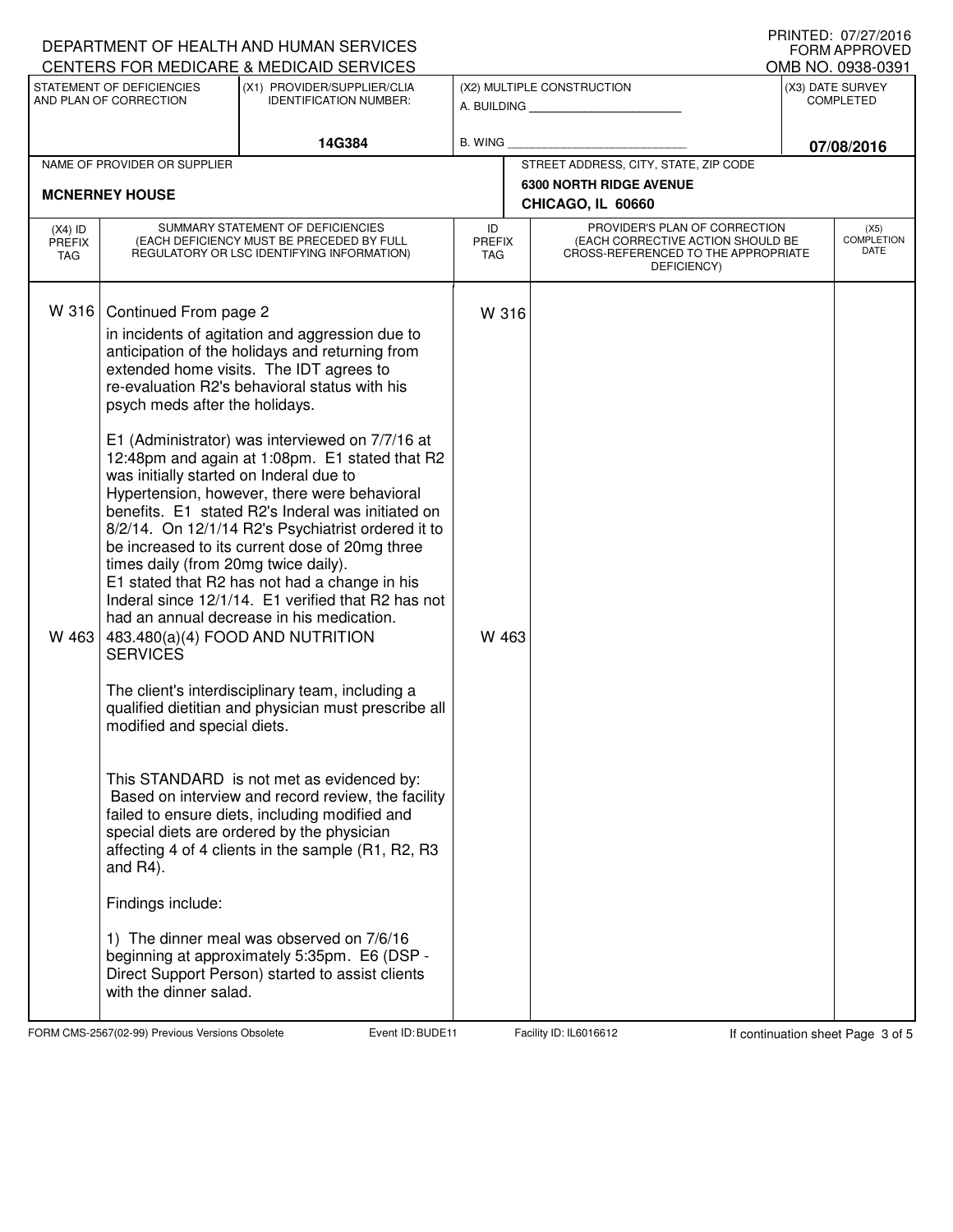DEPARTMENT OF HEALTH AND HUMAN SERVICES
CENTERS FOR MEDICARE & MEDICAID SERVICES

PRINTED: 07/27/2016
FORM APPROVED
OMB NO. 0938-0391

| STATEMENT OF DEFICIENCIES AND PLAN OF CORRECTION | (X1) PROVIDER/SUPPLIER/CLIA IDENTIFICATION NUMBER: | (X2) MULTIPLE CONSTRUCTION | (X3) DATE SURVEY COMPLETED |
|---|---|---|---|
| | 14G384 | A. BUILDING ______ B. WING ______ | 07/08/2016 |

| NAME OF PROVIDER OR SUPPLIER | STREET ADDRESS, CITY, STATE, ZIP CODE |
|---|---|
| MCNERNEY HOUSE | 6300 NORTH RIDGE AVENUE CHICAGO, IL 60660 |

| (X4) ID PREFIX TAG | SUMMARY STATEMENT OF DEFICIENCIES (EACH DEFICIENCY MUST BE PRECEDED BY FULL REGULATORY OR LSC IDENTIFYING INFORMATION) | ID PREFIX TAG | PROVIDER'S PLAN OF CORRECTION (EACH CORRECTIVE ACTION SHOULD BE CROSS-REFERENCED TO THE APPROPRIATE DEFICIENCY) | (X5) COMPLETION DATE |
|---|---|---|---|---|
| W 316 | Continued From page 2<br>in incidents of agitation and aggression due to anticipation of the holidays and returning from extended home visits. The IDT agrees to re-evaluation R2's behavioral status with his psych meds after the holidays.<br><br>E1 (Administrator) was interviewed on 7/7/16 at 12:48pm and again at 1:08pm. E1 stated that R2 was initially started on Inderal due to Hypertension, however, there were behavioral benefits. E1 stated R2's Inderal was initiated on 8/2/14. On 12/1/14 R2's Psychiatrist ordered it to be increased to its current dose of 20mg three times daily (from 20mg twice daily).<br>E1 stated that R2 has not had a change in his Inderal since 12/1/14. E1 verified that R2 has not had an annual decrease in his medication. | W 316 | | |
| W 463 | 483.480(a)(4) FOOD AND NUTRITION SERVICES<br><br>The client's interdisciplinary team, including a qualified dietitian and physician must prescribe all modified and special diets.<br><br>This STANDARD is not met as evidenced by:<br>Based on interview and record review, the facility failed to ensure diets, including modified and special diets are ordered by the physician affecting 4 of 4 clients in the sample (R1, R2, R3 and R4).<br><br>Findings include:<br><br>1) The dinner meal was observed on 7/6/16 beginning at approximately 5:35pm. E6 (DSP - Direct Support Person) started to assist clients with the dinner salad. | W 463 | | |

FORM CMS-2567(02-99) Previous Versions Obsolete Event ID: BUDE11 Facility ID: IL6016612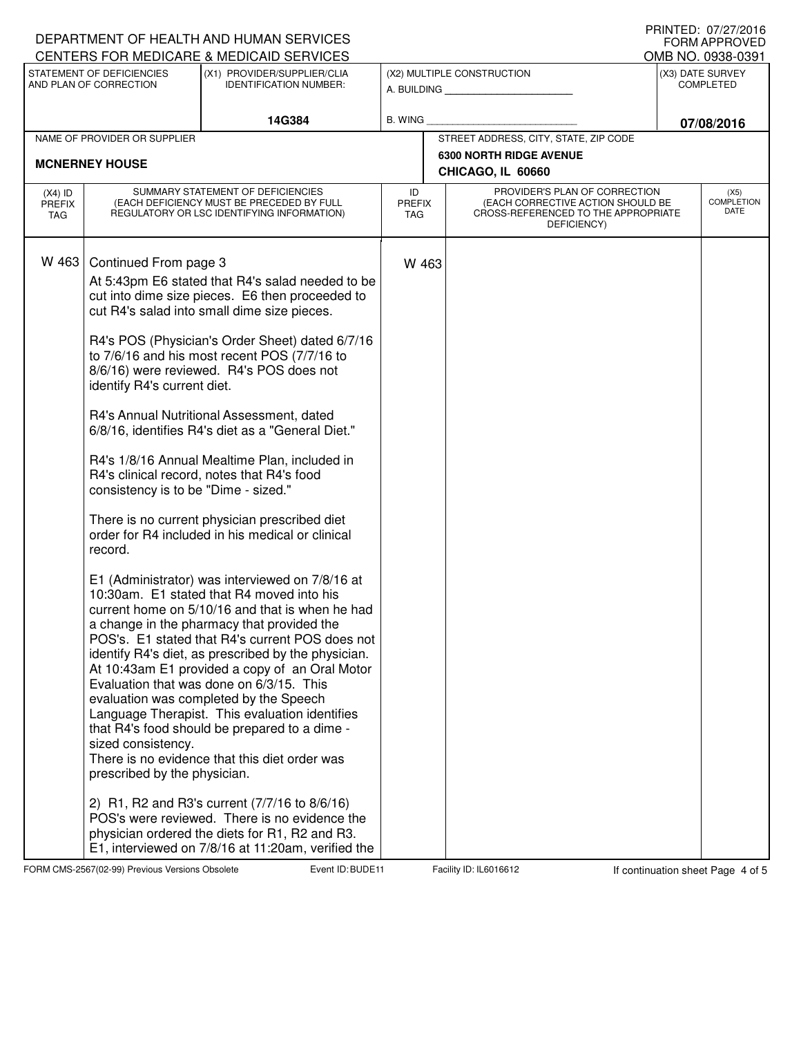DEPARTMENT OF HEALTH AND HUMAN SERVICES
CENTERS FOR MEDICARE & MEDICAID SERVICES

PRINTED: 07/27/2016
FORM APPROVED
OMB NO. 0938-0391

| STATEMENT OF DEFICIENCIES AND PLAN OF CORRECTION | (X1) PROVIDER/SUPPLIER/CLIA IDENTIFICATION NUMBER: | (X2) MULTIPLE CONSTRUCTION | (X3) DATE SURVEY COMPLETED |
|---|---|---|---|
| | 14G384 | A. BUILDING ______ B. WING ______ | 07/08/2016 |

| NAME OF PROVIDER OR SUPPLIER | STREET ADDRESS, CITY, STATE, ZIP CODE |
|---|---|
| MCNERNEY HOUSE | 6300 NORTH RIDGE AVENUE CHICAGO, IL 60660 |

| (X4) ID PREFIX TAG | SUMMARY STATEMENT OF DEFICIENCIES (EACH DEFICIENCY MUST BE PRECEDED BY FULL REGULATORY OR LSC IDENTIFYING INFORMATION) | ID PREFIX TAG | PROVIDER'S PLAN OF CORRECTION (EACH CORRECTIVE ACTION SHOULD BE CROSS-REFERENCED TO THE APPROPRIATE DEFICIENCY) | (X5) COMPLETION DATE |
|---|---|---|---|---|
| W 463 | Continued From page 3<br>At 5:43pm E6 stated that R4's salad needed to be cut into dime size pieces. E6 then proceeded to cut R4's salad into small dime size pieces.<br><br>R4's POS (Physician's Order Sheet) dated 6/7/16 to 7/6/16 and his most recent POS (7/7/16 to 8/6/16) were reviewed. R4's POS does not identify R4's current diet.<br><br>R4's Annual Nutritional Assessment, dated 6/8/16, identifies R4's diet as a "General Diet."<br><br>R4's 1/8/16 Annual Mealtime Plan, included in R4's clinical record, notes that R4's food consistency is to be "Dime - sized."<br><br>There is no current physician prescribed diet order for R4 included in his medical or clinical record.<br><br>E1 (Administrator) was interviewed on 7/8/16 at 10:30am. E1 stated that R4 moved into his current home on 5/10/16 and that is when he had a change in the pharmacy that provided the POS's. E1 stated that R4's current POS does not identify R4's diet, as prescribed by the physician. At 10:43am E1 provided a copy of an Oral Motor Evaluation that was done on 6/3/15. This evaluation was completed by the Speech Language Therapist. This evaluation identifies that R4's food should be prepared to a dime - sized consistency.<br>There is no evidence that this diet order was prescribed by the physician.<br><br>2) R1, R2 and R3's current (7/7/16 to 8/6/16) POS's were reviewed. There is no evidence the physician ordered the diets for R1, R2 and R3. E1, interviewed on 7/8/16 at 11:20am, verified the | W 463 | | |

FORM CMS-2567(02-99) Previous Versions Obsolete Event ID: BUDE11 Facility ID: IL6016612 If continuation sheet Page 4 of 5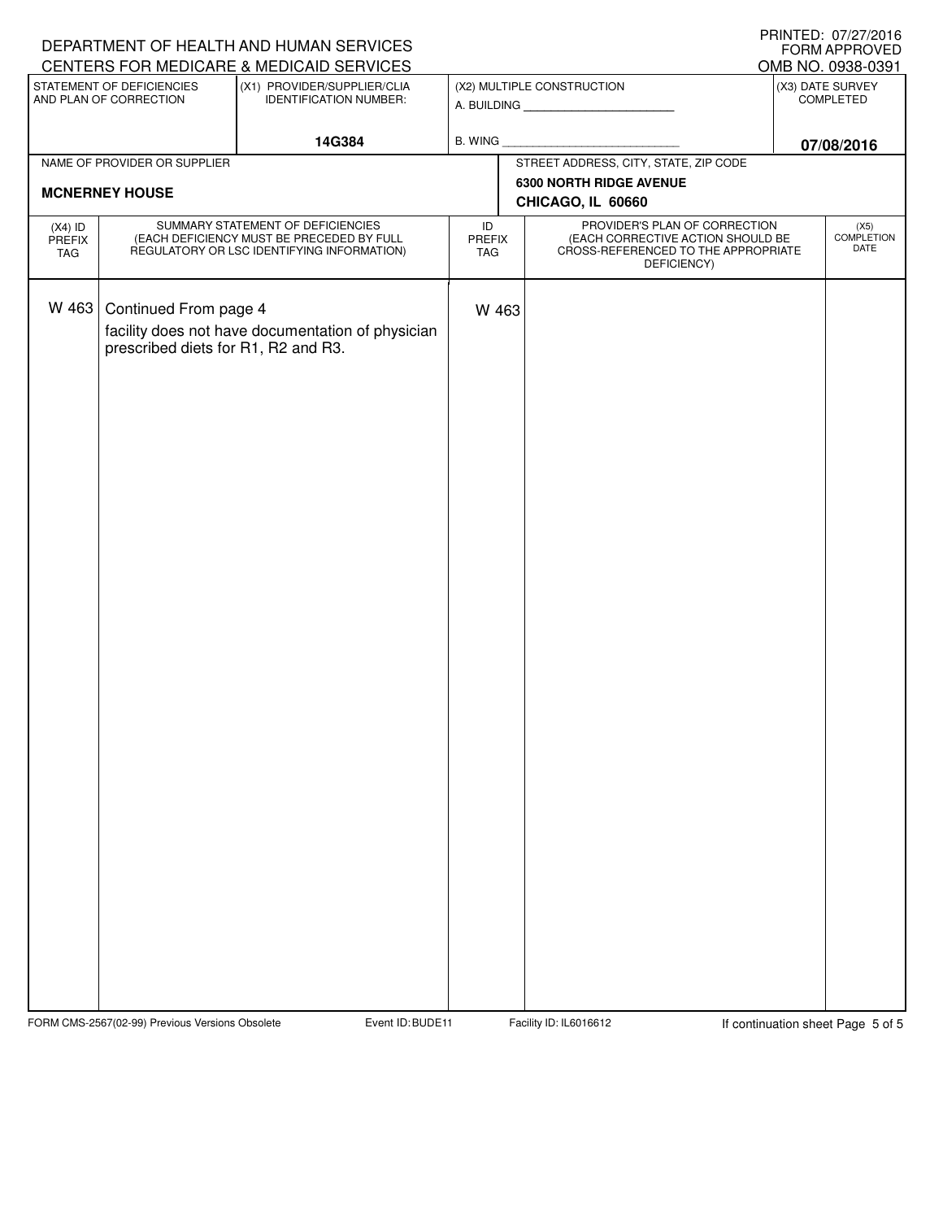DEPARTMENT OF HEALTH AND HUMAN SERVICES
CENTERS FOR MEDICARE & MEDICAID SERVICES

PRINTED: 07/27/2016
FORM APPROVED
OMB NO. 0938-0391

| STATEMENT OF DEFICIENCIES AND PLAN OF CORRECTION | (X1) PROVIDER/SUPPLIER/CLIA IDENTIFICATION NUMBER: | (X2) MULTIPLE CONSTRUCTION | (X3) DATE SURVEY COMPLETED |
|---|---|---|---|
| | 14G384 | A. BUILDING ________ B. WING ________ | 07/08/2016 |

| NAME OF PROVIDER OR SUPPLIER | STREET ADDRESS, CITY, STATE, ZIP CODE |
|---|---|
| MCNERNEY HOUSE | 6300 NORTH RIDGE AVENUE CHICAGO, IL 60660 |

| (X4) ID PREFIX TAG | SUMMARY STATEMENT OF DEFICIENCIES (EACH DEFICIENCY MUST BE PRECEDED BY FULL REGULATORY OR LSC IDENTIFYING INFORMATION) | ID PREFIX TAG | PROVIDER'S PLAN OF CORRECTION (EACH CORRECTIVE ACTION SHOULD BE CROSS-REFERENCED TO THE APPROPRIATE DEFICIENCY) | (X5) COMPLETION DATE |
|---|---|---|---|---|
| W 463 | Continued From page 4<br>facility does not have documentation of physician prescribed diets for R1, R2 and R3. | W 463 | | |

FORM CMS-2567(02-99) Previous Versions Obsolete Event ID: BUDE11 Facility ID: IL6016612